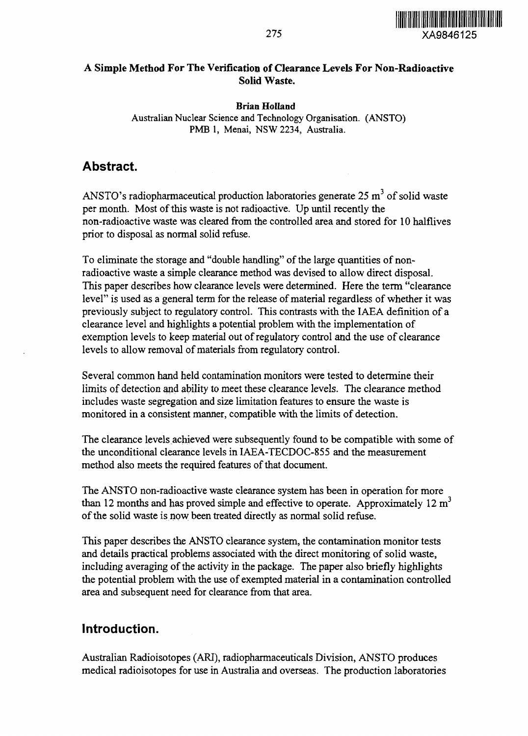# A Simple Method For The Verification of Clearance Levels For Non-Radioactive Solid Waste.

**Brian Holland**

Australian Nuclear Science and Technology Organisation. (ANSTO)
PMB 1, Menai, NSW 2234, Australia.

## Abstract.

ANSTO's radiopharmaceutical production laboratories generate 25 $m^3$ of solid waste per month. Most of this waste is not radioactive. Up until recently the non-radioactive waste was cleared from the controlled area and stored for 10 halflives prior to disposal as normal solid refuse.

To eliminate the storage and "double handling" of the large quantities of non-radioactive waste a simple clearance method was devised to allow direct disposal. This paper describes how clearance levels were determined. Here the term "clearance level" is used as a general term for the release of material regardless of whether it was previously subject to regulatory control. This contrasts with the IAEA definition of a clearance level and highlights a potential problem with the implementation of exemption levels to keep material out of regulatory control and the use of clearance levels to allow removal of materials from regulatory control.

Several common hand held contamination monitors were tested to determine their limits of detection and ability to meet these clearance levels. The clearance method includes waste segregation and size limitation features to ensure the waste is monitored in a consistent manner, compatible with the limits of detection.

The clearance levels achieved were subsequently found to be compatible with some of the unconditional clearance levels in IAEA-TECDOC-855 and the measurement method also meets the required features of that document.

The ANSTO non-radioactive waste clearance system has been in operation for more than 12 months and has proved simple and effective to operate. Approximately 12 $m^3$ of the solid waste is now been treated directly as normal solid refuse.

This paper describes the ANSTO clearance system, the contamination monitor tests and details practical problems associated with the direct monitoring of solid waste, including averaging of the activity in the package. The paper also briefly highlights the potential problem with the use of exempted material in a contamination controlled area and subsequent need for clearance from that area.

## Introduction.

Australian Radioisotopes (ARI), radiopharmaceuticals Division, ANSTO produces medical radioisotopes for use in Australia and overseas. The production laboratories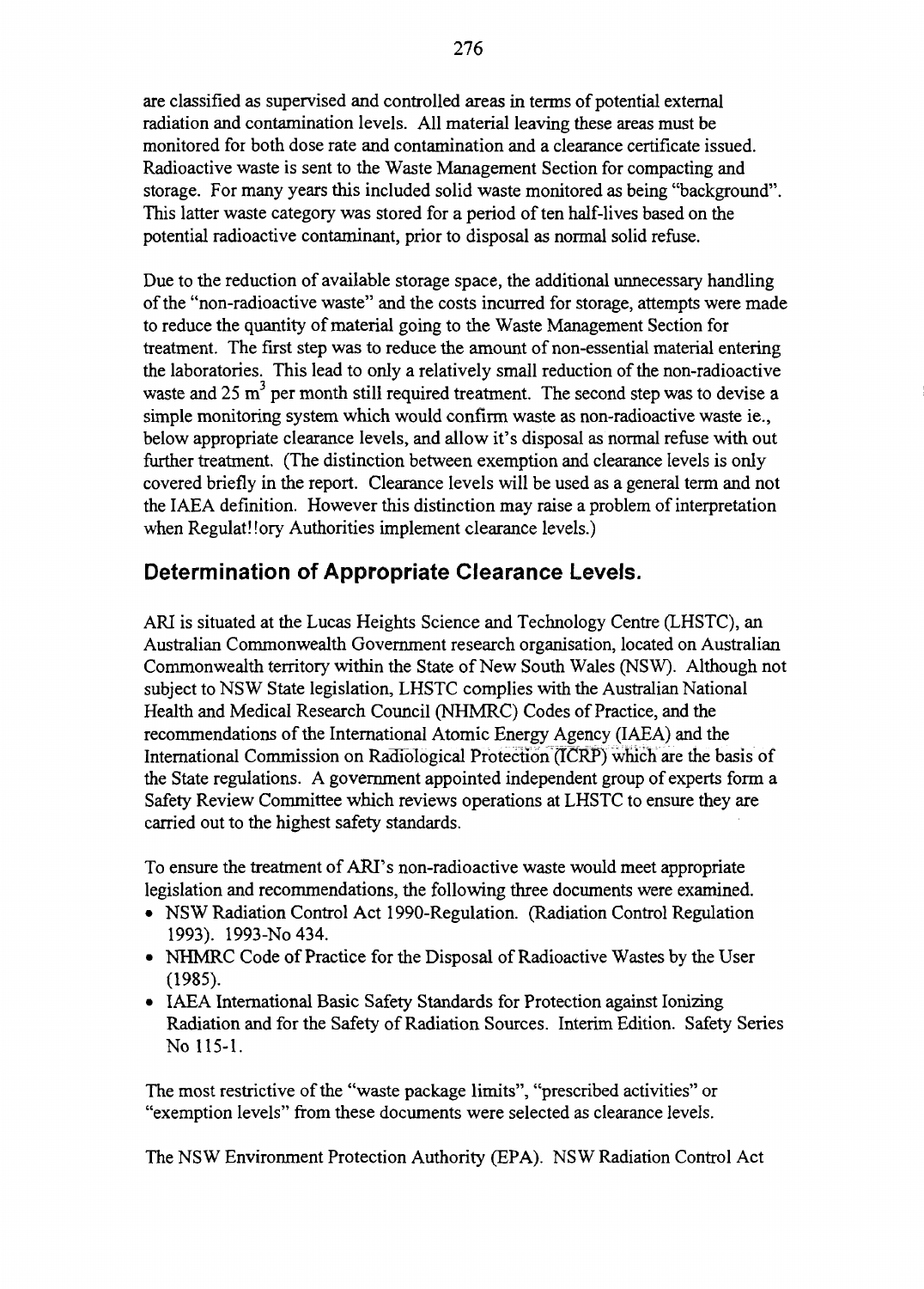are classified as supervised and controlled areas in terms of potential external radiation and contamination levels. All material leaving these areas must be monitored for both dose rate and contamination and a clearance certificate issued. Radioactive waste is sent to the Waste Management Section for compacting and storage. For many years this included solid waste monitored as being "background". This latter waste category was stored for a period of ten half-lives based on the potential radioactive contaminant, prior to disposal as normal solid refuse.

Due to the reduction of available storage space, the additional unnecessary handling of the "non-radioactive waste" and the costs incurred for storage, attempts were made to reduce the quantity of material going to the Waste Management Section for treatment. The first step was to reduce the amount of non-essential material entering the laboratories. This lead to only a relatively small reduction of the non-radioactive waste and 25 $m^3$ per month still required treatment. The second step was to devise a simple monitoring system which would confirm waste as non-radioactive waste ie., below appropriate clearance levels, and allow it's disposal as normal refuse with out further treatment. (The distinction between exemption and clearance levels is only covered briefly in the report. Clearance levels will be used as a general term and not the IAEA definition. However this distinction may raise a problem of interpretation when Regulat!!ory Authorities implement clearance levels.)

## Determination of Appropriate Clearance Levels.

ARI is situated at the Lucas Heights Science and Technology Centre (LHSTC), an Australian Commonwealth Government research organisation, located on Australian Commonwealth territory within the State of New South Wales (NSW). Although not subject to NSW State legislation, LHSTC complies with the Australian National Health and Medical Research Council (NHMRC) Codes of Practice, and the recommendations of the International Atomic Energy Agency (IAEA) and the International Commission on Radiological Protection (ICRP) which are the basis of the State regulations. A government appointed independent group of experts form a Safety Review Committee which reviews operations at LHSTC to ensure they are carried out to the highest safety standards.

To ensure the treatment of ARI's non-radioactive waste would meet appropriate legislation and recommendations, the following three documents were examined.

- NSW Radiation Control Act 1990-Regulation. (Radiation Control Regulation 1993). 1993-No 434.
- NHMRC Code of Practice for the Disposal of Radioactive Wastes by the User (1985).
- IAEA International Basic Safety Standards for Protection against Ionizing Radiation and for the Safety of Radiation Sources. Interim Edition. Safety Series No 115-1.

The most restrictive of the "waste package limits", "prescribed activities" or "exemption levels" from these documents were selected as clearance levels.

The NSW Environment Protection Authority (EPA). NSW Radiation Control Act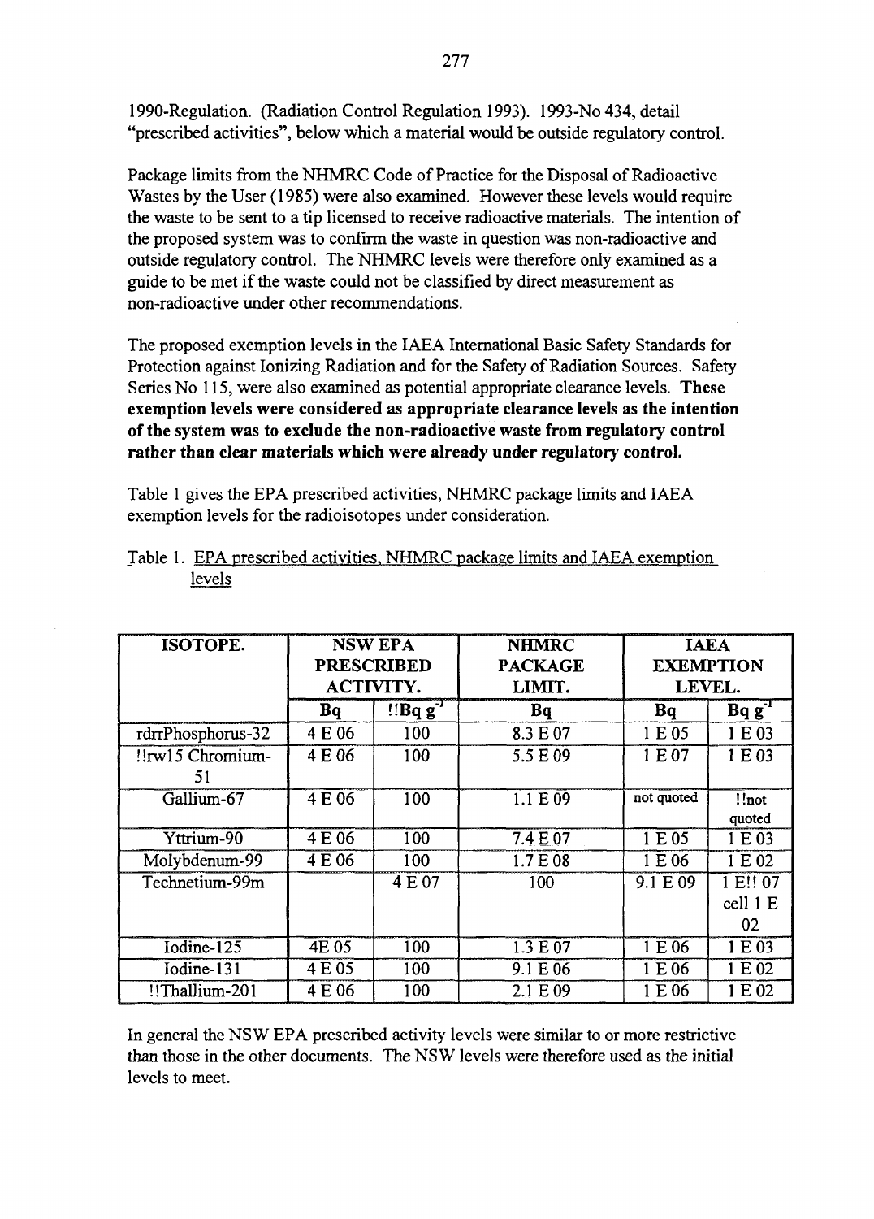1990-Regulation. (Radiation Control Regulation 1993). 1993-No 434, detail "prescribed activities", below which a material would be outside regulatory control.

Package limits from the NHMRC Code of Practice for the Disposal of Radioactive Wastes by the User (1985) were also examined. However these levels would require the waste to be sent to a tip licensed to receive radioactive materials. The intention of the proposed system was to confirm the waste in question was non-radioactive and outside regulatory control. The NHMRC levels were therefore only examined as a guide to be met if the waste could not be classified by direct measurement as non-radioactive under other recommendations.

The proposed exemption levels in the IAEA International Basic Safety Standards for Protection against Ionizing Radiation and for the Safety of Radiation Sources. Safety Series No 115, were also examined as potential appropriate clearance levels. **These exemption levels were considered as appropriate clearance levels as the intention of the system was to exclude the non-radioactive waste from regulatory control rather than clear materials which were already under regulatory control.**

Table 1 gives the EPA prescribed activities, NHMRC package limits and IAEA exemption levels for the radioisotopes under consideration.

Table 1. EPA prescribed activities, NHMRC package limits and IAEA exemption levels

| ISOTOPE. | NSW EPA PRESCRIBED ACTIVITY. | | NHMRC PACKAGE LIMIT. | IAEA EXEMPTION LEVEL. | |
|---|---|---|---|---|---|
| | Bq | !!Bq $g^{-1}$ | Bq | Bq | Bq $g^{-1}$ |
| rdrrPhosphorus-32 | 4 E 06 | 100 | 8.3 E 07 | 1 E 05 | 1 E 03 |
| !!rw15 Chromium-51 | 4 E 06 | 100 | 5.5 E 09 | 1 E 07 | 1 E 03 |
| Gallium-67 | 4 E 06 | 100 | 1.1 E 09 | not quoted | !!not quoted |
| Yttrium-90 | 4 E 06 | 100 | 7.4 E 07 | 1 E 05 | 1 E 03 |
| Molybdenum-99 | 4 E 06 | 100 | 1.7 E 08 | 1 E 06 | 1 E 02 |
| Technetium-99m | | 4 E 07 | 100 | 9.1 E 09 | 1 E!! 07 cell 1 E 02 |
| Iodine-125 | 4E 05 | 100 | 1.3 E 07 | 1 E 06 | 1 E 03 |
| Iodine-131 | 4 E 05 | 100 | 9.1 E 06 | 1 E 06 | 1 E 02 |
| !!Thallium-201 | 4 E 06 | 100 | 2.1 E 09 | 1 E 06 | 1 E 02 |

In general the NSW EPA prescribed activity levels were similar to or more restrictive than those in the other documents. The NSW levels were therefore used as the initial levels to meet.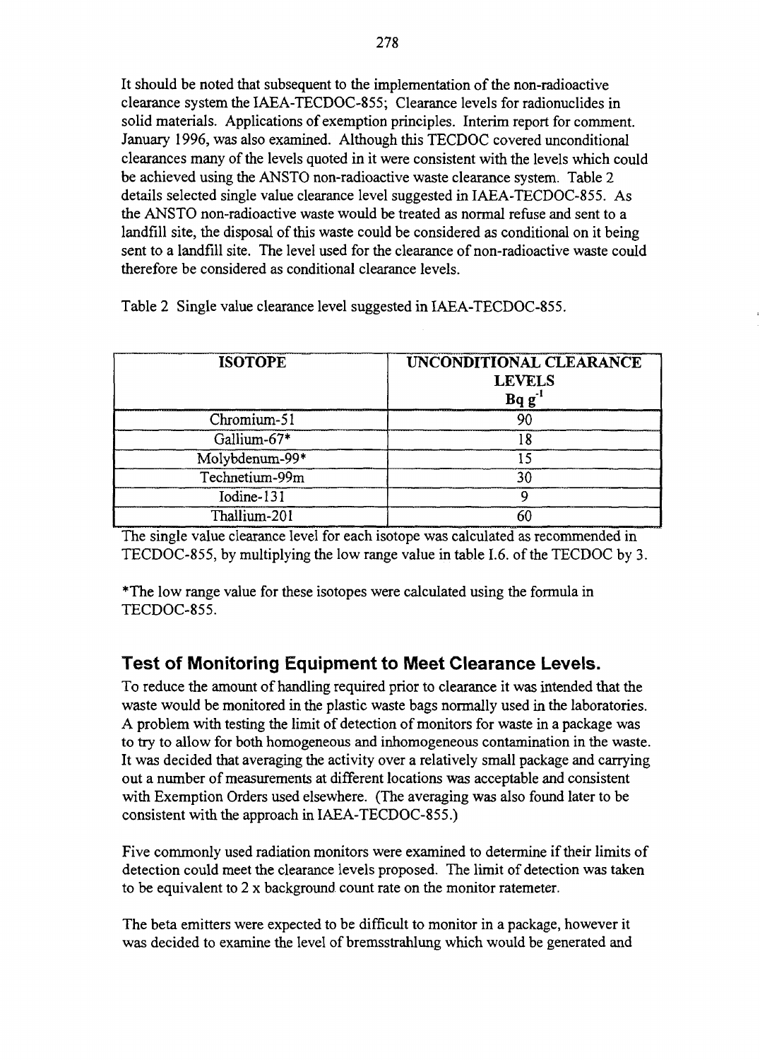It should be noted that subsequent to the implementation of the non-radioactive clearance system the IAEA-TECDOC-855; Clearance levels for radionuclides in solid materials. Applications of exemption principles. Interim report for comment. January 1996, was also examined. Although this TECDOC covered unconditional clearances many of the levels quoted in it were consistent with the levels which could be achieved using the ANSTO non-radioactive waste clearance system. Table 2 details selected single value clearance level suggested in IAEA-TECDOC-855. As the ANSTO non-radioactive waste would be treated as normal refuse and sent to a landfill site, the disposal of this waste could be considered as conditional on it being sent to a landfill site. The level used for the clearance of non-radioactive waste could therefore be considered as conditional clearance levels.

Table 2 Single value clearance level suggested in IAEA-TECDOC-855.

| ISOTOPE | UNCONDITIONAL CLEARANCE LEVELS $Bq\ g^{-1}$ |
| --- | --- |
| Chromium-51 | 90 |
| Gallium-67* | 18 |
| Molybdenum-99* | 15 |
| Technetium-99m | 30 |
| Iodine-131 | 9 |
| Thallium-201 | 60 |

The single value clearance level for each isotope was calculated as recommended in TECDOC-855, by multiplying the low range value in table I.6. of the TECDOC by 3.

*The low range value for these isotopes were calculated using the formula in TECDOC-855.

## Test of Monitoring Equipment to Meet Clearance Levels.

To reduce the amount of handling required prior to clearance it was intended that the waste would be monitored in the plastic waste bags normally used in the laboratories. A problem with testing the limit of detection of monitors for waste in a package was to try to allow for both homogeneous and inhomogeneous contamination in the waste. It was decided that averaging the activity over a relatively small package and carrying out a number of measurements at different locations was acceptable and consistent with Exemption Orders used elsewhere. (The averaging was also found later to be consistent with the approach in IAEA-TECDOC-855.)

Five commonly used radiation monitors were examined to determine if their limits of detection could meet the clearance levels proposed. The limit of detection was taken to be equivalent to 2 x background count rate on the monitor ratemeter.

The beta emitters were expected to be difficult to monitor in a package, however it was decided to examine the level of bremsstrahlung which would be generated and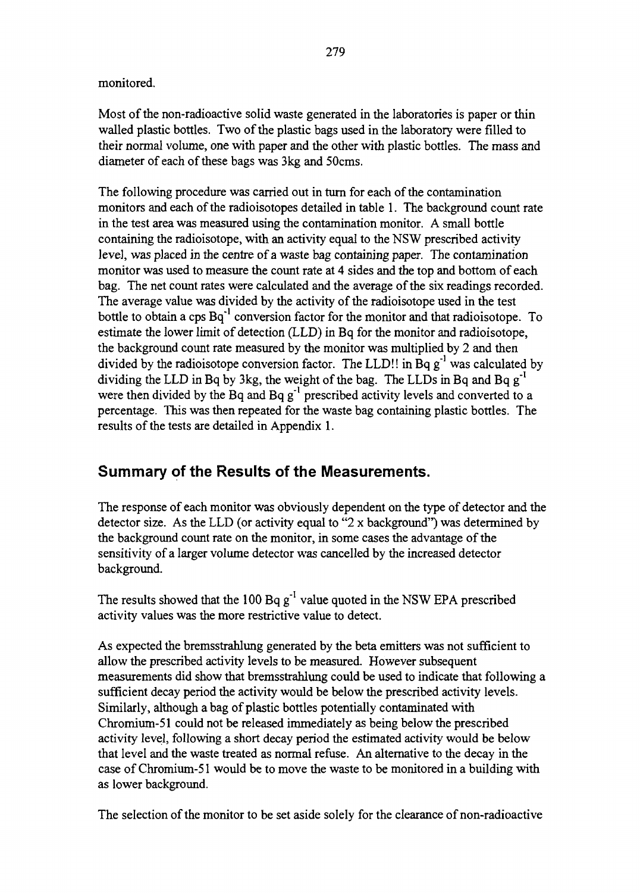monitored.

Most of the non-radioactive solid waste generated in the laboratories is paper or thin walled plastic bottles. Two of the plastic bags used in the laboratory were filled to their normal volume, one with paper and the other with plastic bottles. The mass and diameter of each of these bags was 3kg and 50cms.

The following procedure was carried out in turn for each of the contamination monitors and each of the radioisotopes detailed in table 1. The background count rate in the test area was measured using the contamination monitor. A small bottle containing the radioisotope, with an activity equal to the NSW prescribed activity level, was placed in the centre of a waste bag containing paper. The contamination monitor was used to measure the count rate at 4 sides and the top and bottom of each bag. The net count rates were calculated and the average of the six readings recorded. The average value was divided by the activity of the radioisotope used in the test bottle to obtain a cps $Bq^{-1}$ conversion factor for the monitor and that radioisotope. To estimate the lower limit of detection (LLD) in Bq for the monitor and radioisotope, the background count rate measured by the monitor was multiplied by 2 and then divided by the radioisotope conversion factor. The LLD!! in Bq $g^{-1}$ was calculated by dividing the LLD in Bq by 3kg, the weight of the bag. The LLDs in Bq and Bq $g^{-1}$ were then divided by the Bq and Bq $g^{-1}$ prescribed activity levels and converted to a percentage. This was then repeated for the waste bag containing plastic bottles. The results of the tests are detailed in Appendix 1.

## Summary of the Results of the Measurements.

The response of each monitor was obviously dependent on the type of detector and the detector size. As the LLD (or activity equal to "2 x background") was determined by the background count rate on the monitor, in some cases the advantage of the sensitivity of a larger volume detector was cancelled by the increased detector background.

The results showed that the 100 Bq $g^{-1}$ value quoted in the NSW EPA prescribed activity values was the more restrictive value to detect.

As expected the bremsstrahlung generated by the beta emitters was not sufficient to allow the prescribed activity levels to be measured. However subsequent measurements did show that bremsstrahlung could be used to indicate that following a sufficient decay period the activity would be below the prescribed activity levels. Similarly, although a bag of plastic bottles potentially contaminated with Chromium-51 could not be released immediately as being below the prescribed activity level, following a short decay period the estimated activity would be below that level and the waste treated as normal refuse. An alternative to the decay in the case of Chromium-51 would be to move the waste to be monitored in a building with as lower background.

The selection of the monitor to be set aside solely for the clearance of non-radioactive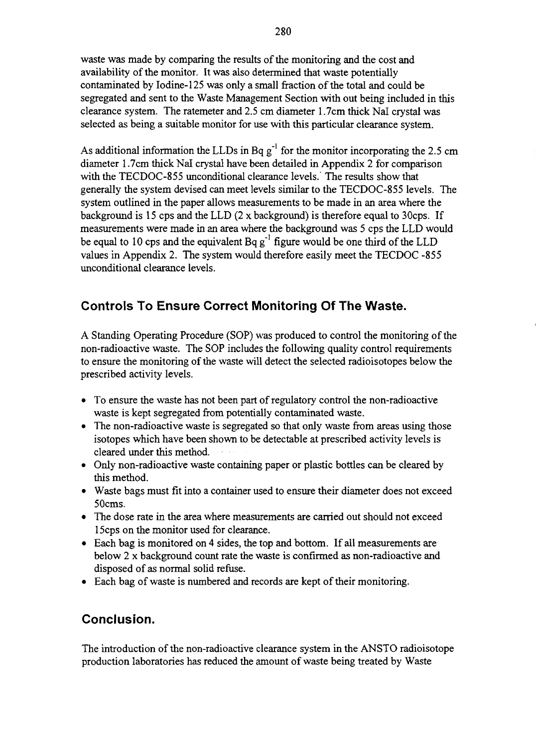waste was made by comparing the results of the monitoring and the cost and availability of the monitor. It was also determined that waste potentially contaminated by Iodine-125 was only a small fraction of the total and could be segregated and sent to the Waste Management Section with out being included in this clearance system. The ratemeter and 2.5 cm diameter 1.7cm thick NaI crystal was selected as being a suitable monitor for use with this particular clearance system.

As additional information the LLDs in Bq $g^{-1}$ for the monitor incorporating the 2.5 cm diameter 1.7cm thick NaI crystal have been detailed in Appendix 2 for comparison with the TECDOC-855 unconditional clearance levels. The results show that generally the system devised can meet levels similar to the TECDOC-855 levels. The system outlined in the paper allows measurements to be made in an area where the background is 15 cps and the LLD (2 x background) is therefore equal to 30cps. If measurements were made in an area where the background was 5 cps the LLD would be equal to 10 cps and the equivalent Bq $g^{-1}$ figure would be one third of the LLD values in Appendix 2. The system would therefore easily meet the TECDOC -855 unconditional clearance levels.

## Controls To Ensure Correct Monitoring Of The Waste.

A Standing Operating Procedure (SOP) was produced to control the monitoring of the non-radioactive waste. The SOP includes the following quality control requirements to ensure the monitoring of the waste will detect the selected radioisotopes below the prescribed activity levels.

- To ensure the waste has not been part of regulatory control the non-radioactive waste is kept segregated from potentially contaminated waste.
- The non-radioactive waste is segregated so that only waste from areas using those isotopes which have been shown to be detectable at prescribed activity levels is cleared under this method.
- Only non-radioactive waste containing paper or plastic bottles can be cleared by this method.
- Waste bags must fit into a container used to ensure their diameter does not exceed 50cms.
- The dose rate in the area where measurements are carried out should not exceed 15cps on the monitor used for clearance.
- Each bag is monitored on 4 sides, the top and bottom. If all measurements are below 2 x background count rate the waste is confirmed as non-radioactive and disposed of as normal solid refuse.
- Each bag of waste is numbered and records are kept of their monitoring.

## Conclusion.

The introduction of the non-radioactive clearance system in the ANSTO radioisotope production laboratories has reduced the amount of waste being treated by Waste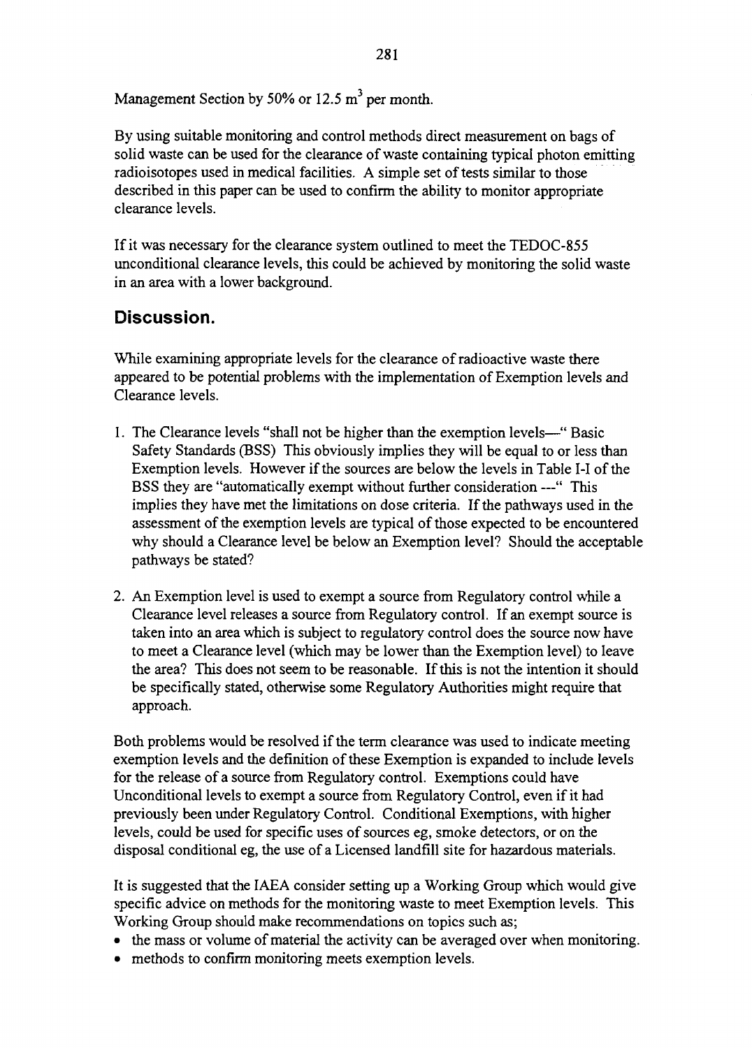Management Section by 50% or 12.5 $m^3$ per month.

By using suitable monitoring and control methods direct measurement on bags of solid waste can be used for the clearance of waste containing typical photon emitting radioisotopes used in medical facilities. A simple set of tests similar to those described in this paper can be used to confirm the ability to monitor appropriate clearance levels.

If it was necessary for the clearance system outlined to meet the TEDOC-855 unconditional clearance levels, this could be achieved by monitoring the solid waste in an area with a lower background.

## Discussion.

While examining appropriate levels for the clearance of radioactive waste there appeared to be potential problems with the implementation of Exemption levels and Clearance levels.

1. The Clearance levels "shall not be higher than the exemption levels—" Basic Safety Standards (BSS) This obviously implies they will be equal to or less than Exemption levels. However if the sources are below the levels in Table I-I of the BSS they are "automatically exempt without further consideration ---" This implies they have met the limitations on dose criteria. If the pathways used in the assessment of the exemption levels are typical of those expected to be encountered why should a Clearance level be below an Exemption level? Should the acceptable pathways be stated?

2. An Exemption level is used to exempt a source from Regulatory control while a Clearance level releases a source from Regulatory control. If an exempt source is taken into an area which is subject to regulatory control does the source now have to meet a Clearance level (which may be lower than the Exemption level) to leave the area? This does not seem to be reasonable. If this is not the intention it should be specifically stated, otherwise some Regulatory Authorities might require that approach.

Both problems would be resolved if the term clearance was used to indicate meeting exemption levels and the definition of these Exemption is expanded to include levels for the release of a source from Regulatory control. Exemptions could have Unconditional levels to exempt a source from Regulatory Control, even if it had previously been under Regulatory Control. Conditional Exemptions, with higher levels, could be used for specific uses of sources eg, smoke detectors, or on the disposal conditional eg, the use of a Licensed landfill site for hazardous materials.

It is suggested that the IAEA consider setting up a Working Group which would give specific advice on methods for the monitoring waste to meet Exemption levels. This Working Group should make recommendations on topics such as;

- the mass or volume of material the activity can be averaged over when monitoring.
- methods to confirm monitoring meets exemption levels.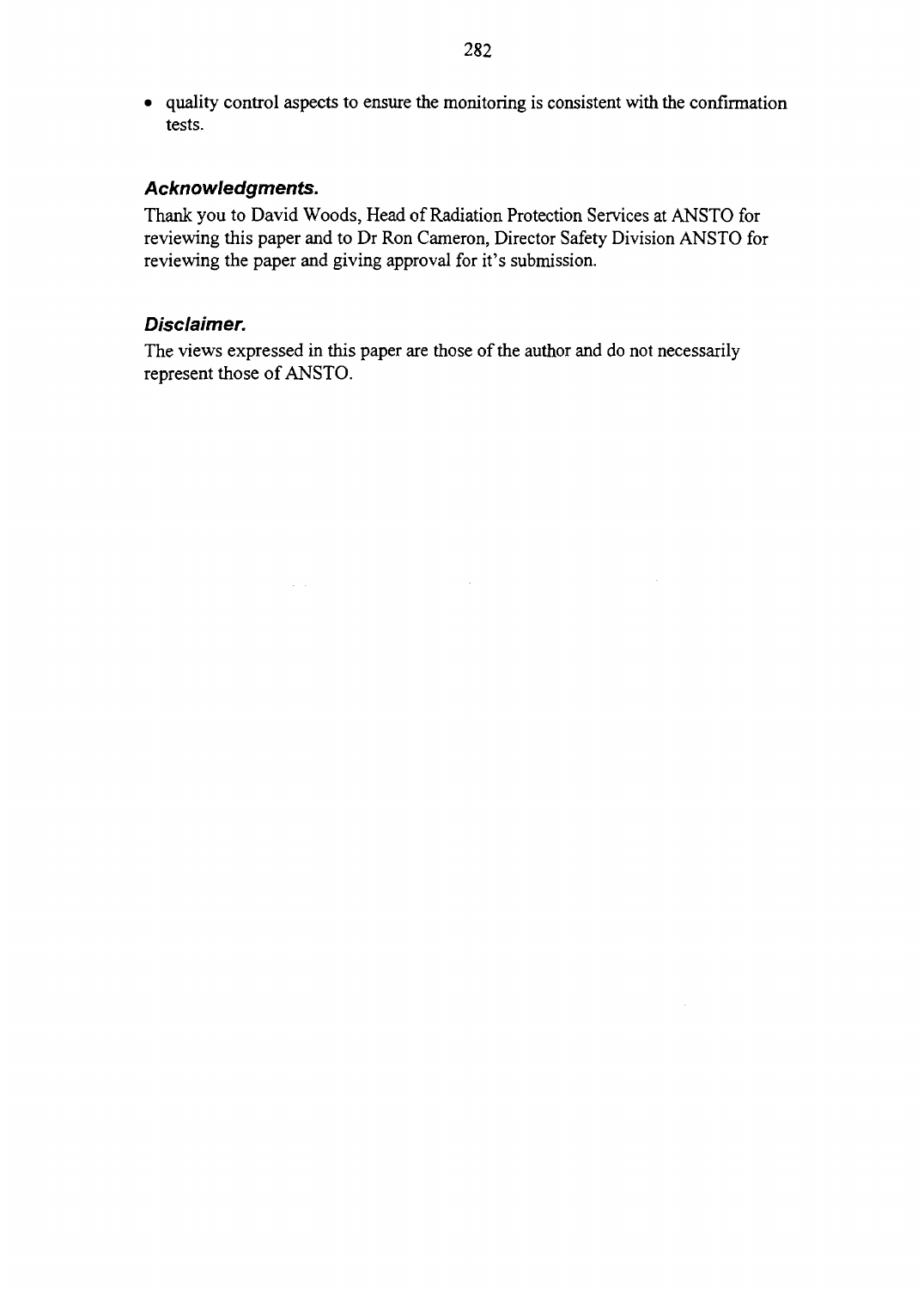- quality control aspects to ensure the monitoring is consistent with the confirmation tests.

### *Acknowledgments.*

Thank you to David Woods, Head of Radiation Protection Services at ANSTO for reviewing this paper and to Dr Ron Cameron, Director Safety Division ANSTO for reviewing the paper and giving approval for it's submission.

### *Disclaimer.*

The views expressed in this paper are those of the author and do not necessarily represent those of ANSTO.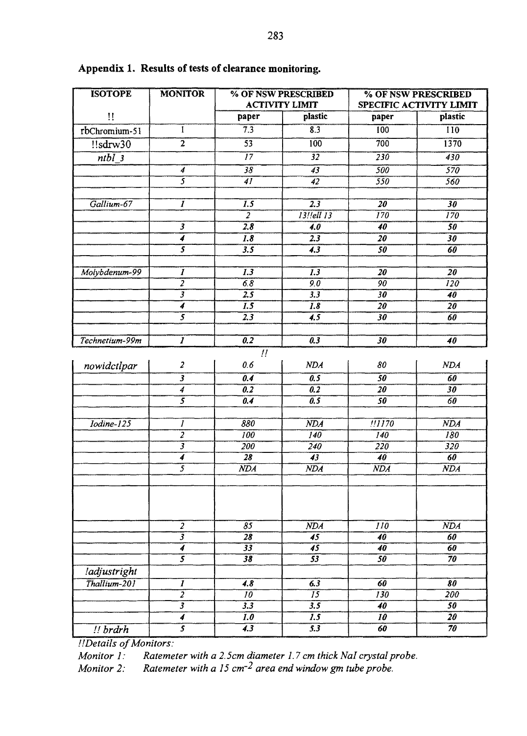## Appendix 1. Results of tests of clearance monitoring.

| ISOTOPE | MONITOR | % OF NSW PRESCRIBED ACTIVITY LIMIT | | % OF NSW PRESCRIBED SPECIFIC ACTIVITY LIMIT | |
|---|---|---|---|---|---|
| !! | | paper | plastic | paper | plastic |
| rbChromium-51 | 1 | 7.3 | 8.3 | 100 | 110 |
| !!sdrw30 | 2 | 53 | 100 | 700 | 1370 |
| *ntbl_3* | | *17* | *32* | *230* | *430* |
| | *4* | *38* | *43* | *500* | *570* |
| | *5* | *41* | *42* | *550* | *560* |
| | | | | | |
| *Gallium-67* | *1* | *1.5* | *2.3* | *20* | *30* |
| | | *2* | *13!!ell 13* | *170* | *170* |
| | *3* | *2.8* | *4.0* | *40* | *50* |
| | *4* | *1.8* | *2.3* | *20* | *30* |
| | *5* | *3.5* | *4.3* | *50* | *60* |
| | | | | | |
| *Molybdenum-99* | *1* | *1.3* | *1.3* | *20* | *20* |
| | *2* | *6.8* | *9.0* | *90* | *120* |
| | *3* | *2.5* | *3.3* | *30* | *40* |
| | *4* | *1.5* | *1.8* | *20* | *20* |
| | *5* | *2.3* | *4.5* | *30* | *60* |
| | | | | | |
| *Technetium-99m* | *1* | *0.2* | *0.3* | *30* | *40* |
| | | *!!* | | | |
| *nowidctlpar* | *2* | *0.6* | *NDA* | *80* | *NDA* |
| | *3* | *0.4* | *0.5* | *50* | *60* |
| | *4* | *0.2* | *0.2* | *20* | *30* |
| | *5* | *0.4* | *0.5* | *50* | *60* |
| | | | | | |
| *Iodine-125* | *1* | *880* | *NDA* | *!!1170* | *NDA* |
| | *2* | *100* | *140* | *140* | *180* |
| | *3* | *200* | *240* | *220* | *320* |
| | *4* | *28* | *43* | *40* | *60* |
| | *5* | *NDA* | *NDA* | *NDA* | *NDA* |
| | | | | | |
| | | | | | |
| | *2* | *85* | *NDA* | *110* | *NDA* |
| | *3* | *28* | *45* | *40* | *60* |
| | *4* | *33* | *45* | *40* | *60* |
| | *5* | *38* | *53* | *50* | *70* |
| *!adjustright* | | | | | |
| *Thallium-201* | *1* | *4.8* | *6.3* | *60* | *80* |
| | *2* | *10* | *15* | *130* | *200* |
| | *3* | *3.3* | *3.5* | *40* | *50* |
| | *4* | *1.0* | *1.5* | *10* | *20* |
| *!! brdrh* | *5* | *4.3* | *5.3* | *60* | *70* |

*!!Details of Monitors:*

*Monitor 1:* *Ratemeter with a 2.5cm diameter 1.7 cm thick NaI crystal probe.*

*Monitor 2:* *Ratemeter with a 15 $cm^{-2}$ area end window gm tube probe.*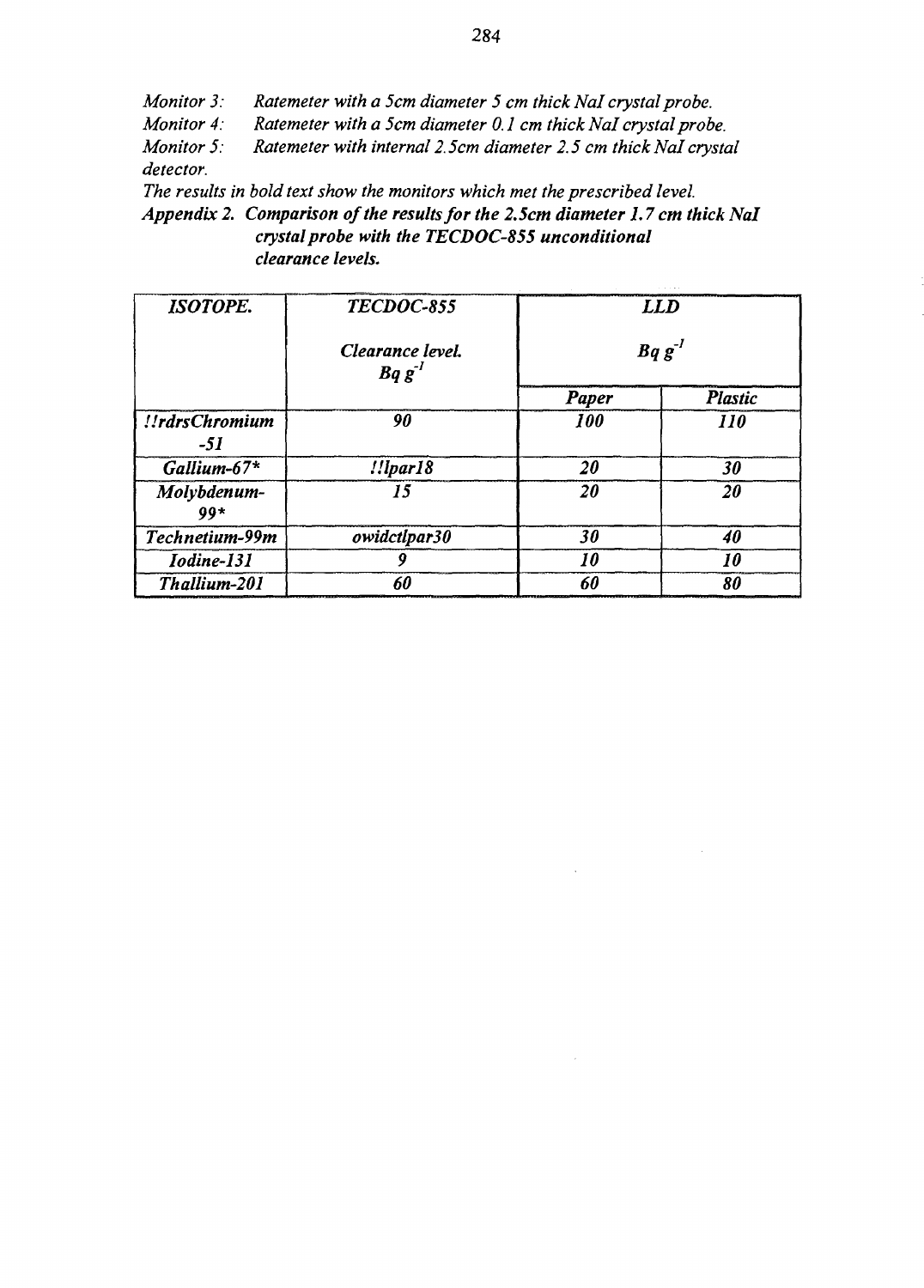*Monitor 3:* *Ratemeter with a 5cm diameter 5 cm thick NaI crystal probe.*
*Monitor 4:* *Ratemeter with a 5cm diameter 0.1 cm thick NaI crystal probe.*
*Monitor 5:* *Ratemeter with internal 2.5cm diameter 2.5 cm thick NaI crystal detector.*

*The results in bold text show the monitors which met the prescribed level.*

***Appendix 2. Comparison of the results for the 2.5cm diameter 1.7 cm thick NaI crystal probe with the TECDOC-855 unconditional clearance levels.***

| ***ISOTOPE.*** | ***TECDOC-855*** ***Clearance level.*** $Bq\ g^{-1}$ | ***LLD*** $Bq\ g^{-1}$ | |
|---|---|---|---|
| | | ***Paper*** | ***Plastic*** |
| ***!!rdrsChromium -51*** | ***90*** | ***100*** | ***110*** |
| ***Gallium-67**** | ***!!lpar18*** | ***20*** | ***30*** |
| ***Molybdenum-99**** | ***15*** | ***20*** | ***20*** |
| ***Technetium-99m*** | ***owidctlpar30*** | ***30*** | ***40*** |
| ***Iodine-131*** | ***9*** | ***10*** | ***10*** |
| ***Thallium-201*** | ***60*** | ***60*** | ***80*** |